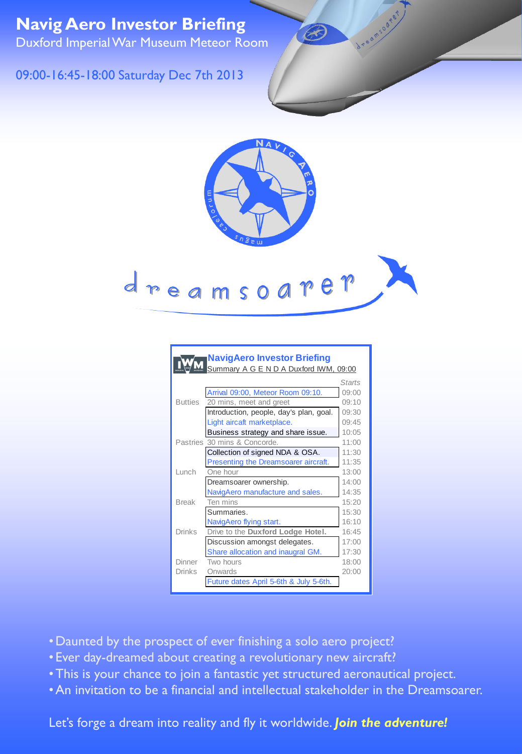# Navig Aero Investor Briefing

Duxford Imperial War Museum Meteor Room

09:00-16:45-18:00 Saturday Dec 7th 2013

NAVIG AERO
caelorum magus

dreamsoarer

**NavigAero Investor Briefing**
Summary A G E N D A Duxford IWM, 09:00

| | | Starts |
|---|---|---|
| | Arrival 09:00, Meteor Room 09:10. | 09:00 |
| Butties | 20 mins, meet and greet | 09:10 |
| | Introduction, people, day's plan, goal. | 09:30 |
| | Light aircaft marketplace. | 09:45 |
| | Business strategy and share issue. | 10:05 |
| Pastries | 30 mins & Concorde. | 11:00 |
| | Collection of signed NDA & OSA. | 11:30 |
| | Presenting the Dreamsoarer aircraft. | 11:35 |
| Lunch | One hour | 13:00 |
| | Dreamsoarer ownership. | 14:00 |
| | NavigAero manufacture and sales. | 14:35 |
| Break | Ten mins | 15:20 |
| | Summaries. | 15:30 |
| | NavigAero flying start. | 16:10 |
| Drinks | Drive to the **Duxford Lodge Hotel**. | 16:45 |
| | Discussion amongst delegates. | 17:00 |
| | Share allocation and inaugral GM. | 17:30 |
| Dinner | Two hours | 18:00 |
| Drinks | Onwards | 20:00 |
| | Future dates April 5-6th & July 5-6th. | |

- Daunted by the prospect of ever finishing a solo aero project?
- Ever day-dreamed about creating a revolutionary new aircraft?
- This is your chance to join a fantastic yet structured aeronautical project.
- An invitation to be a financial and intellectual stakeholder in the Dreamsoarer.

Let's forge a dream into reality and fly it worldwide. ***Join the adventure!***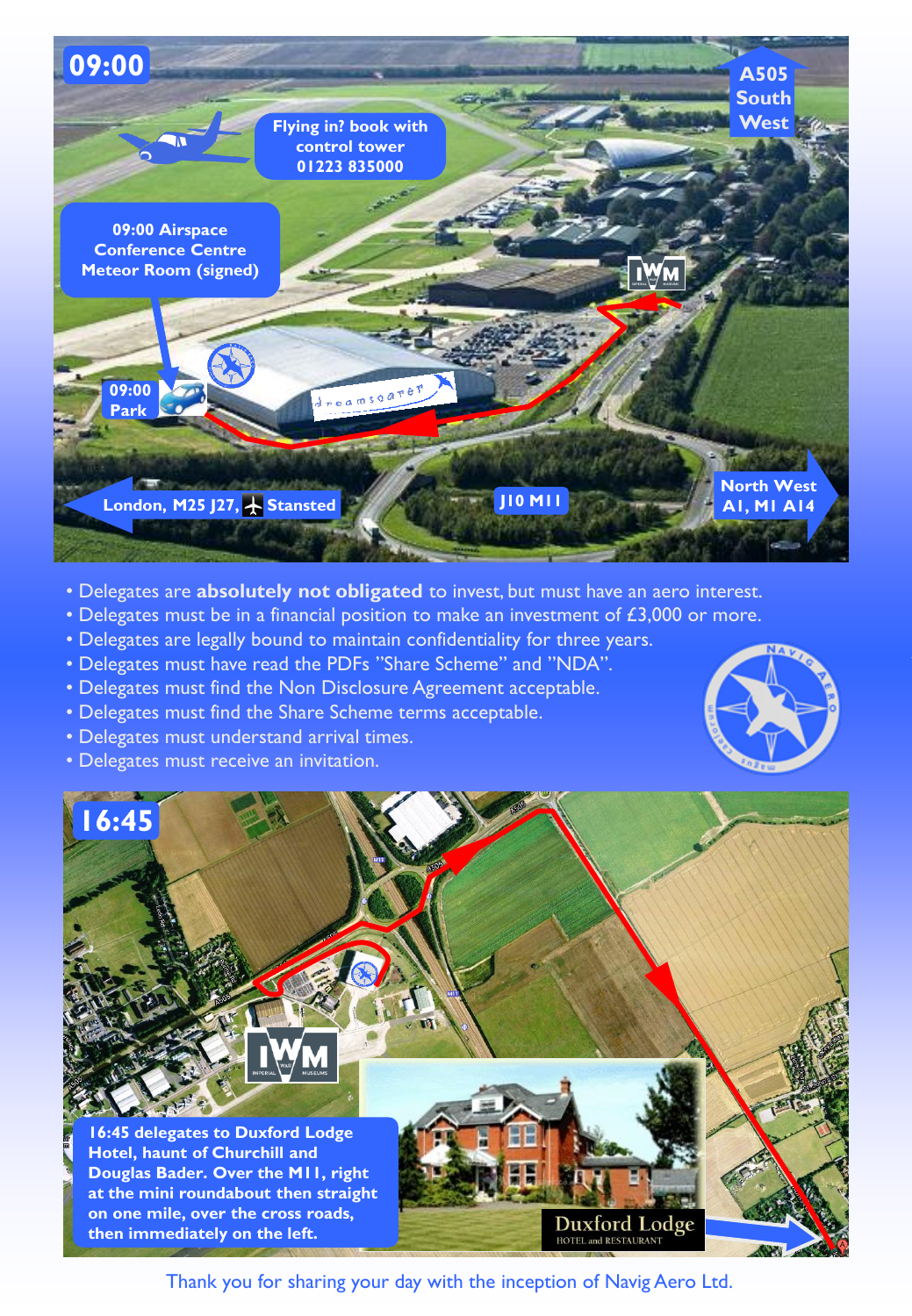**09:00**

**Flying in? book with control tower 01223 835000**

**09:00 Airspace Conference Centre Meteor Room (signed)**

**09:00 Park**

**A505 South West**

**London, M25 J27, Stansted**

**J10 M11**

**North West A1, M1 A14**

- Delegates are **absolutely not obligated** to invest, but must have an aero interest.
- Delegates must be in a financial position to make an investment of £3,000 or more.
- Delegates are legally bound to maintain confidentiality for three years.
- Delegates must have read the PDFs "Share Scheme" and "NDA".
- Delegates must find the Non Disclosure Agreement acceptable.
- Delegates must find the Share Scheme terms acceptable.
- Delegates must understand arrival times.
- Delegates must receive an invitation.

**16:45**

**16:45 delegates to Duxford Lodge Hotel, haunt of Churchill and Douglas Bader. Over the M11, right at the mini roundabout then straight on one mile, over the cross roads, then immediately on the left.**

Duxford Lodge
HOTEL and RESTAURANT

Thank you for sharing your day with the inception of Navig Aero Ltd.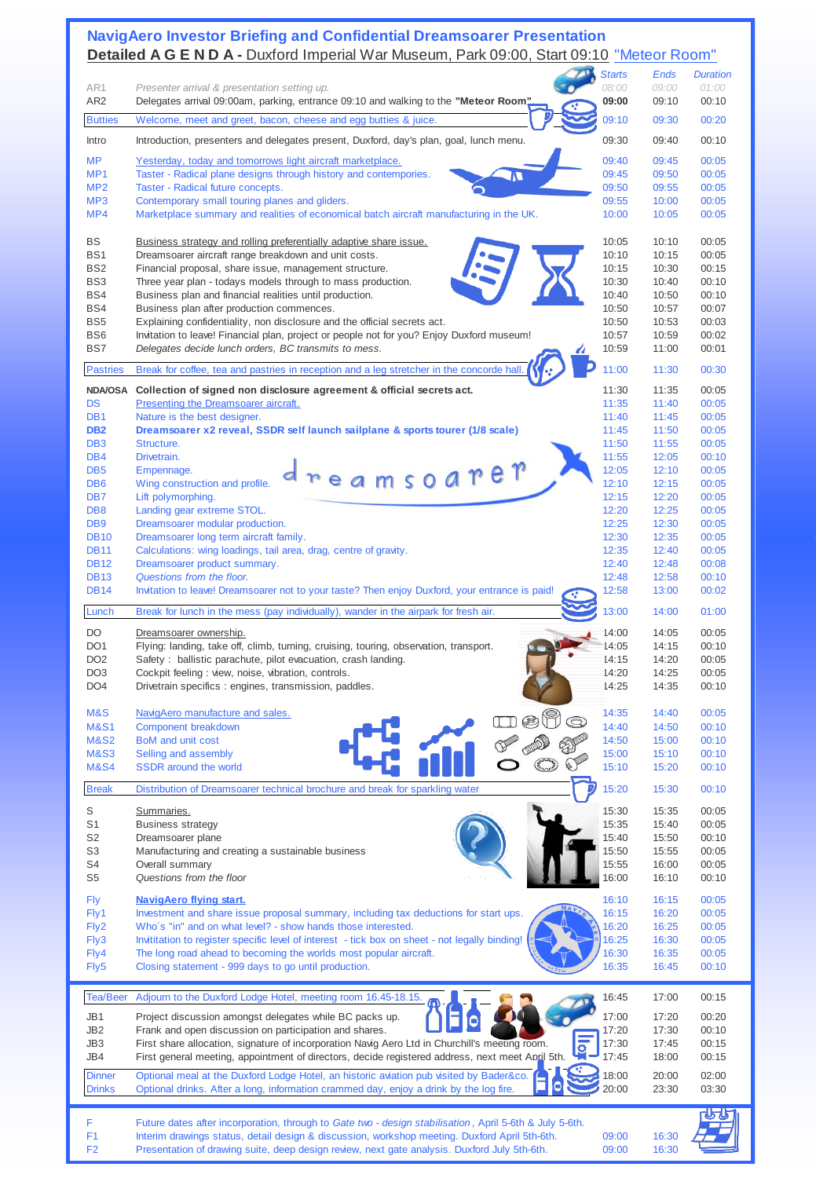## NavigAero Investor Briefing and Confidential Dreamsoarer Presentation

**Detailed A G E N D A -** Duxford Imperial War Museum, Park 09:00, Start 09:10 "Meteor Room"

| Code | Item | Starts | Ends | Duration |
|---|---|---|---|---|
| AR1 | *Presenter arrival & presentation setting up.* | *08:00* | *09:00* | *01:00* |
| AR2 | Delegates arrival 09:00am, parking, entrance 09:10 and walking to the **"Meteor Room"** | **09:00** | 09:10 | 00:10 |
| Butties | Welcome, meet and greet, bacon, cheese and egg butties & juice. | 09:10 | 09:30 | 00:20 |
| Intro | Introduction, presenters and delegates present, Duxford, day's plan, goal, lunch menu. | 09:30 | 09:40 | 00:10 |
| MP | Yesterday, today and tomorrows light aircraft marketplace. | 09:40 | 09:45 | 00:05 |
| MP1 | Taster - Radical plane designs through history and contempories. | 09:45 | 09:50 | 00:05 |
| MP2 | Taster - Radical future concepts. | 09:50 | 09:55 | 00:05 |
| MP3 | Contemporary small touring planes and gliders. | 09:55 | 10:00 | 00:05 |
| MP4 | Marketplace summary and realities of economical batch aircraft manufacturing in the UK. | 10:00 | 10:05 | 00:05 |
| BS | Business strategy and rolling preferentially adaptive share issue. | 10:05 | 10:10 | 00:05 |
| BS1 | Dreamsoarer aircraft range breakdown and unit costs. | 10:10 | 10:15 | 00:05 |
| BS2 | Financial proposal, share issue, management structure. | 10:15 | 10:30 | 00:15 |
| BS3 | Three year plan - todays models through to mass production. | 10:30 | 10:40 | 00:10 |
| BS4 | Business plan and financial realities until production. | 10:40 | 10:50 | 00:10 |
| BS4 | Business plan after production commences. | 10:50 | 10:57 | 00:07 |
| BS5 | Explaining confidentiality, non disclosure and the official secrets act. | 10:50 | 10:53 | 00:03 |
| BS6 | Invitation to leave! Financial plan, project or people not for you? Enjoy Duxford museum! | 10:57 | 10:59 | 00:02 |
| BS7 | *Delegates decide lunch orders, BC transmits to mess.* | 10:59 | 11:00 | 00:01 |
| Pastries | Break for coffee, tea and pastries in reception and a leg stretcher in the concorde hall. | 11:00 | 11:30 | 00:30 |
| **NDA/OSA** | **Collection of signed non disclosure agreement & official secrets act.** | 11:30 | 11:35 | 00:05 |
| DS | Presenting the Dreamsoarer aircraft. | 11:35 | 11:40 | 00:05 |
| DB1 | Nature is the best designer. | 11:40 | 11:45 | 00:05 |
| **DB2** | **Dreamsoarer x2 reveal, SSDR self launch sailplane & sports tourer (1/8 scale)** | 11:45 | 11:50 | 00:05 |
| DB3 | Structure. | 11:50 | 11:55 | 00:05 |
| DB4 | Drivetrain. | 11:55 | 12:05 | 00:10 |
| DB5 | Empennage. | 12:05 | 12:10 | 00:05 |
| DB6 | Wing construction and profile. | 12:10 | 12:15 | 00:05 |
| DB7 | Lift polymorphing. | 12:15 | 12:20 | 00:05 |
| DB8 | Landing gear extreme STOL. | 12:20 | 12:25 | 00:05 |
| DB9 | Dreamsoarer modular production. | 12:25 | 12:30 | 00:05 |
| DB10 | Dreamsoarer long term aircraft family. | 12:30 | 12:35 | 00:05 |
| DB11 | Calculations: wing loadings, tail area, drag, centre of gravity. | 12:35 | 12:40 | 00:05 |
| DB12 | Dreamsoarer product summary. | 12:40 | 12:48 | 00:08 |
| DB13 | *Questions from the floor.* | 12:48 | 12:58 | 00:10 |
| DB14 | Invitation to leave! Dreamsoarer not to your taste? Then enjoy Duxford, your entrance is paid! | 12:58 | 13:00 | 00:02 |
| Lunch | Break for lunch in the mess (pay individually), wander in the airpark for fresh air. | 13:00 | 14:00 | 01:00 |
| DO | Dreamsoarer ownership. | 14:00 | 14:05 | 00:05 |
| DO1 | Flying: landing, take off, climb, turning, cruising, touring, observation, transport. | 14:05 | 14:15 | 00:10 |
| DO2 | Safety : ballistic parachute, pilot evacuation, crash landing. | 14:15 | 14:20 | 00:05 |
| DO3 | Cockpit feeling : view, noise, vibration, controls. | 14:20 | 14:25 | 00:05 |
| DO4 | Drivetrain specifics : engines, transmission, paddles. | 14:25 | 14:35 | 00:10 |
| M&S | NavigAero manufacture and sales. | 14:35 | 14:40 | 00:05 |
| M&S1 | Component breakdown | 14:40 | 14:50 | 00:10 |
| M&S2 | BoM and unit cost | 14:50 | 15:00 | 00:10 |
| M&S3 | Selling and assembly | 15:00 | 15:10 | 00:10 |
| M&S4 | SSDR around the world | 15:10 | 15:20 | 00:10 |
| Break | Distribution of Dreamsoarer technical brochure and break for sparkling water | 15:20 | 15:30 | 00:10 |
| S | Summaries. | 15:30 | 15:35 | 00:05 |
| S1 | Business strategy | 15:35 | 15:40 | 00:05 |
| S2 | Dreamsoarer plane | 15:40 | 15:50 | 00:10 |
| S3 | Manufacturing and creating a sustainable business | 15:50 | 15:55 | 00:05 |
| S4 | Overall summary | 15:55 | 16:00 | 00:05 |
| S5 | *Questions from the floor* | 16:00 | 16:10 | 00:10 |
| Fly | **NavigAero flying start.** | 16:10 | 16:15 | 00:05 |
| Fly1 | Investment and share issue proposal summary, including tax deductions for start ups. | 16:15 | 16:20 | 00:05 |
| Fly2 | Who´s "in" and on what level? - show hands those interested. | 16:20 | 16:25 | 00:05 |
| Fly3 | Invititation to register specific level of interest - tick box on sheet - not legally binding! | 16:25 | 16:30 | 00:05 |
| Fly4 | The long road ahead to becoming the worlds most popular aircraft. | 16:30 | 16:35 | 00:05 |
| Fly5 | Closing statement - 999 days to go until production. | 16:35 | 16:45 | 00:10 |
| Tea/Beer | Adjourn to the Duxford Lodge Hotel, meeting room 16.45-18.15. | 16:45 | 17:00 | 00:15 |
| JB1 | Project discussion amongst delegates while BC packs up. | 17:00 | 17:20 | 00:20 |
| JB2 | Frank and open discussion on participation and shares. | 17:20 | 17:30 | 00:10 |
| JB3 | First share allocation, signature of incorporation Navig Aero Ltd in Churchill's meeting room. | 17:30 | 17:45 | 00:15 |
| JB4 | First general meeting, appointment of directors, decide registered address, next meet April 5th. | 17:45 | 18:00 | 00:15 |
| Dinner | Optional meal at the Duxford Lodge Hotel, an historic aviation pub visited by Bader&co. | 18:00 | 20:00 | 02:00 |
| Drinks | Optional drinks. After a long, information crammed day, enjoy a drink by the log fire. | 20:00 | 23:30 | 03:30 |
| F | Future dates after incorporation, through to *Gate two - design stabilisation*, April 5-6th & July 5-6th. | | | |
| F1 | Interim drawings status, detail design & discussion, workshop meeting. Duxford April 5th-6th. | 09:00 | 16:30 | |
| F2 | Presentation of drawing suite, deep design review, next gate analysis. Duxford July 5th-6th. | 09:00 | 16:30 | |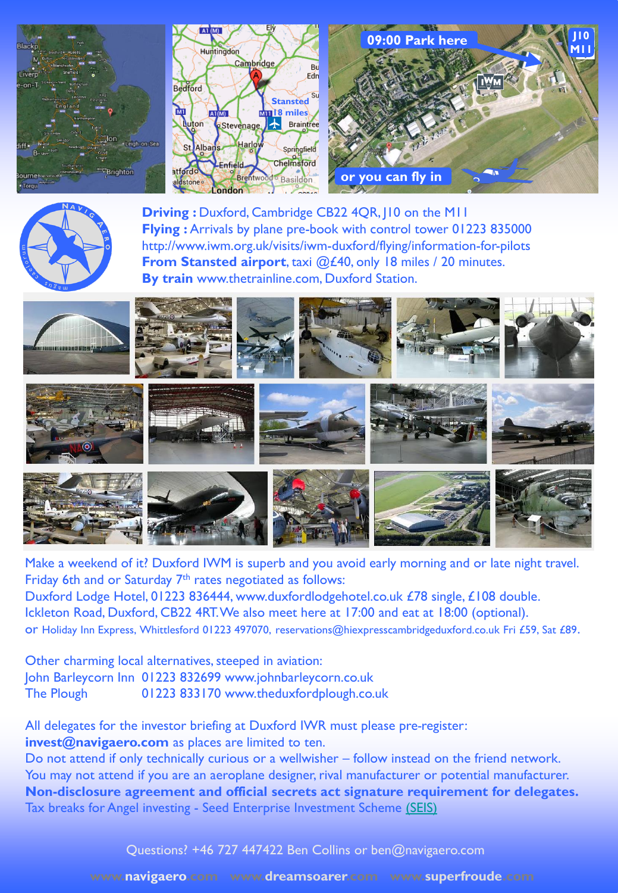**Driving :** Duxford, Cambridge CB22 4QR, J10 on the M11
**Flying :** Arrivals by plane pre-book with control tower 01223 835000
http://www.iwm.org.uk/visits/iwm-duxford/flying/information-for-pilots
**From Stansted airport**, taxi @£40, only 18 miles / 20 minutes.
**By train** www.thetrainline.com, Duxford Station.

Make a weekend of it? Duxford IWM is superb and you avoid early morning and or late night travel.
Friday 6th and or Saturday 7th rates negotiated as follows:
Duxford Lodge Hotel, 01223 836444, www.duxfordlodgehotel.co.uk £78 single, £108 double.
Ickleton Road, Duxford, CB22 4RT. We also meet here at 17:00 and eat at 18:00 (optional).
or Holiday Inn Express, Whittlesford 01223 497070, reservations@hiexpresscambridgeduxford.co.uk Fri £59, Sat £89.

Other charming local alternatives, steeped in aviation:
John Barleycorn Inn 01223 832699 www.johnbarleycorn.co.uk
The Plough 01223 833170 www.theduxfordplough.co.uk

All delegates for the investor briefing at Duxford IWR must please pre-register:
**invest@navigaero.com** as places are limited to ten.
Do not attend if only technically curious or a wellwisher – follow instead on the friend network.
You may not attend if you are an aeroplane designer, rival manufacturer or potential manufacturer.
**Non-disclosure agreement and official secrets act signature requirement for delegates.**
Tax breaks for Angel investing - Seed Enterprise Investment Scheme (SEIS)

Questions? +46 727 447422 Ben Collins or ben@navigaero.com

www.navigaero.com www.dreamsoarer.com www.superfroude.com